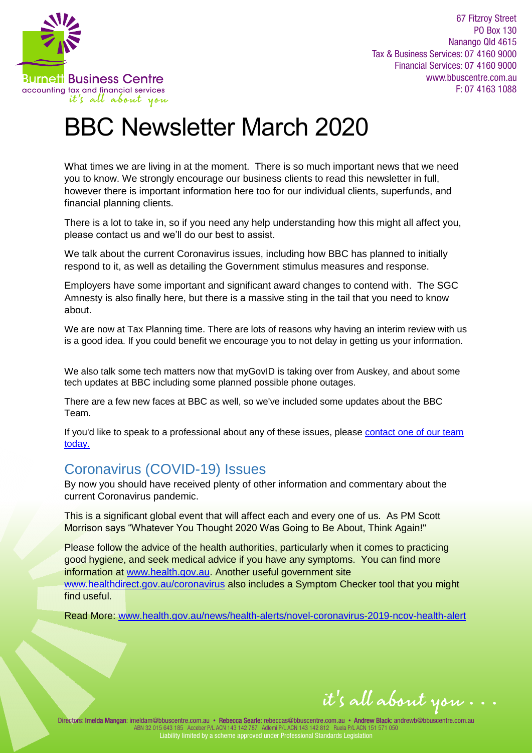Burnett Business Centre
accounting tax and financial services
*it's all about you*

67 Fitzroy Street
PO Box 130
Nanango Qld 4615
Tax & Business Services: 07 4160 9000
Financial Services: 07 4160 9000
www.bbuscentre.com.au
F: 07 4163 1088

# BBC Newsletter March 2020

What times we are living in at the moment. There is so much important news that we need you to know. We strongly encourage our business clients to read this newsletter in full, however there is important information here too for our individual clients, superfunds, and financial planning clients.

There is a lot to take in, so if you need any help understanding how this might all affect you, please contact us and we'll do our best to assist.

We talk about the current Coronavirus issues, including how BBC has planned to initially respond to it, as well as detailing the Government stimulus measures and response.

Employers have some important and significant award changes to contend with. The SGC Amnesty is also finally here, but there is a massive sting in the tail that you need to know about.

We are now at Tax Planning time. There are lots of reasons why having an interim review with us is a good idea. If you could benefit we encourage you to not delay in getting us your information.

We also talk some tech matters now that myGovID is taking over from Auskey, and about some tech updates at BBC including some planned possible phone outages.

There are a few new faces at BBC as well, so we've included some updates about the BBC Team.

If you'd like to speak to a professional about any of these issues, please [contact one of our team today.]()

## Coronavirus (COVID-19) Issues

By now you should have received plenty of other information and commentary about the current Coronavirus pandemic.

This is a significant global event that will affect each and every one of us. As PM Scott Morrison says "Whatever You Thought 2020 Was Going to Be About, Think Again!"

Please follow the advice of the health authorities, particularly when it comes to practicing good hygiene, and seek medical advice if you have any symptoms. You can find more information at [www.health.gov.au](www.health.gov.au). Another useful government site [www.healthdirect.gov.au/coronavirus](www.healthdirect.gov.au/coronavirus) also includes a Symptom Checker tool that you might find useful.

Read More: [www.health.gov.au/news/health-alerts/novel-coronavirus-2019-ncov-health-alert](www.health.gov.au/news/health-alerts/novel-coronavirus-2019-ncov-health-alert)

*it's all about you . . .*

Directors: Imelda Mangan: imeldam@bbuscentre.com.au • Rebecca Searle: rebeccas@bbuscentre.com.au • Andrew Black: andrewb@bbuscentre.com.au
ABN 32 015 643 185 Acceber P/L ACN 143 142 787 Adlemi P/L ACN 143 142 812 Ruela P/L ACN 151 571 050
Liability limited by a scheme approved under Professional Standards Legislation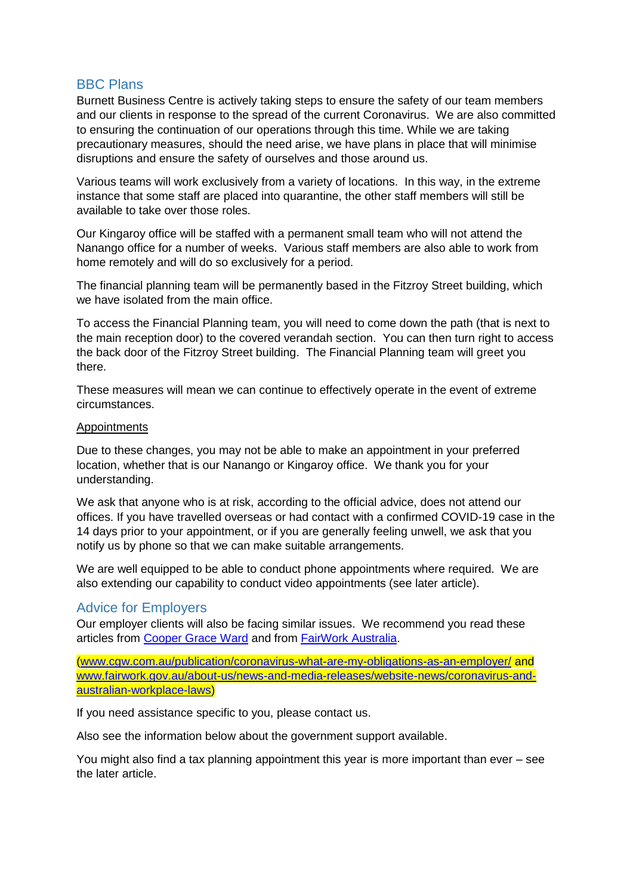## BBC Plans

Burnett Business Centre is actively taking steps to ensure the safety of our team members and our clients in response to the spread of the current Coronavirus. We are also committed to ensuring the continuation of our operations through this time. While we are taking precautionary measures, should the need arise, we have plans in place that will minimise disruptions and ensure the safety of ourselves and those around us.

Various teams will work exclusively from a variety of locations. In this way, in the extreme instance that some staff are placed into quarantine, the other staff members will still be available to take over those roles.

Our Kingaroy office will be staffed with a permanent small team who will not attend the Nanango office for a number of weeks. Various staff members are also able to work from home remotely and will do so exclusively for a period.

The financial planning team will be permanently based in the Fitzroy Street building, which we have isolated from the main office.

To access the Financial Planning team, you will need to come down the path (that is next to the main reception door) to the covered verandah section. You can then turn right to access the back door of the Fitzroy Street building. The Financial Planning team will greet you there.

These measures will mean we can continue to effectively operate in the event of extreme circumstances.

Appointments

Due to these changes, you may not be able to make an appointment in your preferred location, whether that is our Nanango or Kingaroy office. We thank you for your understanding.

We ask that anyone who is at risk, according to the official advice, does not attend our offices. If you have travelled overseas or had contact with a confirmed COVID-19 case in the 14 days prior to your appointment, or if you are generally feeling unwell, we ask that you notify us by phone so that we can make suitable arrangements.

We are well equipped to be able to conduct phone appointments where required. We are also extending our capability to conduct video appointments (see later article).

## Advice for Employers

Our employer clients will also be facing similar issues. We recommend you read these articles from Cooper Grace Ward and from FairWork Australia.

(www.cgw.com.au/publication/coronavirus-what-are-my-obligations-as-an-employer/ and www.fairwork.gov.au/about-us/news-and-media-releases/website-news/coronavirus-and-australian-workplace-laws)

If you need assistance specific to you, please contact us.

Also see the information below about the government support available.

You might also find a tax planning appointment this year is more important than ever – see the later article.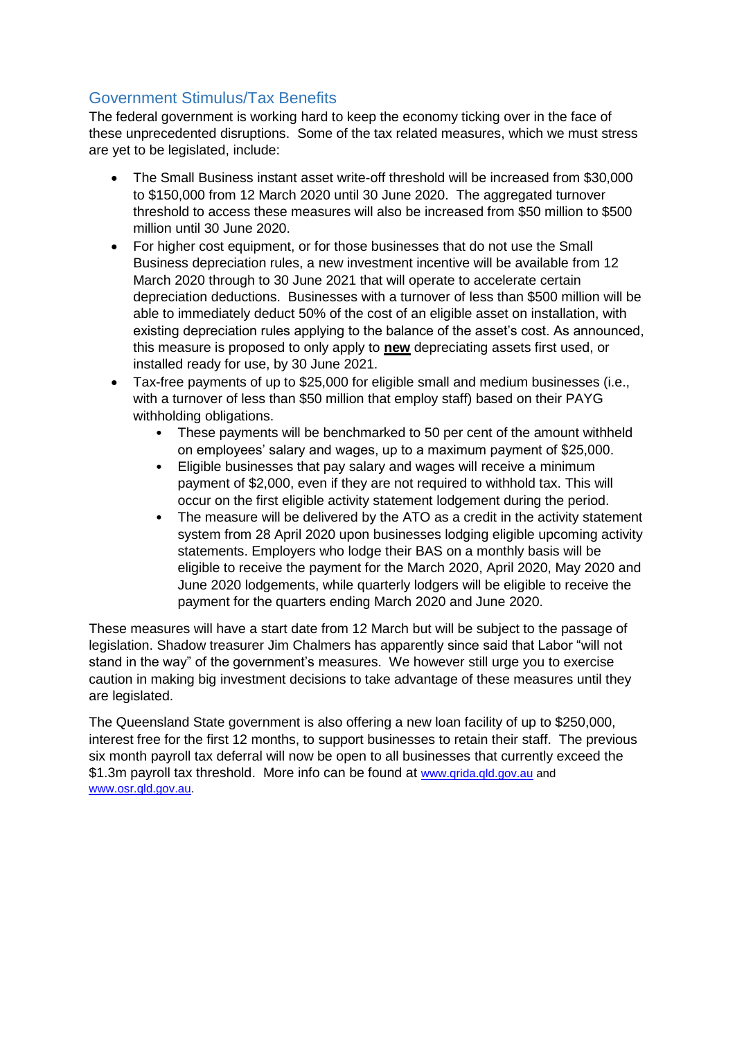## Government Stimulus/Tax Benefits

The federal government is working hard to keep the economy ticking over in the face of these unprecedented disruptions. Some of the tax related measures, which we must stress are yet to be legislated, include:

- The Small Business instant asset write-off threshold will be increased from $30,000 to $150,000 from 12 March 2020 until 30 June 2020. The aggregated turnover threshold to access these measures will also be increased from $50 million to $500 million until 30 June 2020.
- For higher cost equipment, or for those businesses that do not use the Small Business depreciation rules, a new investment incentive will be available from 12 March 2020 through to 30 June 2021 that will operate to accelerate certain depreciation deductions. Businesses with a turnover of less than $500 million will be able to immediately deduct 50% of the cost of an eligible asset on installation, with existing depreciation rules applying to the balance of the asset's cost. As announced, this measure is proposed to only apply to **new** depreciating assets first used, or installed ready for use, by 30 June 2021.
- Tax-free payments of up to $25,000 for eligible small and medium businesses (i.e., with a turnover of less than $50 million that employ staff) based on their PAYG withholding obligations.
    - These payments will be benchmarked to 50 per cent of the amount withheld on employees' salary and wages, up to a maximum payment of $25,000.
    - Eligible businesses that pay salary and wages will receive a minimum payment of $2,000, even if they are not required to withhold tax. This will occur on the first eligible activity statement lodgement during the period.
    - The measure will be delivered by the ATO as a credit in the activity statement system from 28 April 2020 upon businesses lodging eligible upcoming activity statements. Employers who lodge their BAS on a monthly basis will be eligible to receive the payment for the March 2020, April 2020, May 2020 and June 2020 lodgements, while quarterly lodgers will be eligible to receive the payment for the quarters ending March 2020 and June 2020.

These measures will have a start date from 12 March but will be subject to the passage of legislation. Shadow treasurer Jim Chalmers has apparently since said that Labor "will not stand in the way" of the government's measures. We however still urge you to exercise caution in making big investment decisions to take advantage of these measures until they are legislated.

The Queensland State government is also offering a new loan facility of up to $250,000, interest free for the first 12 months, to support businesses to retain their staff. The previous six month payroll tax deferral will now be open to all businesses that currently exceed the $1.3m payroll tax threshold. More info can be found at www.qrida.qld.gov.au and www.osr.qld.gov.au.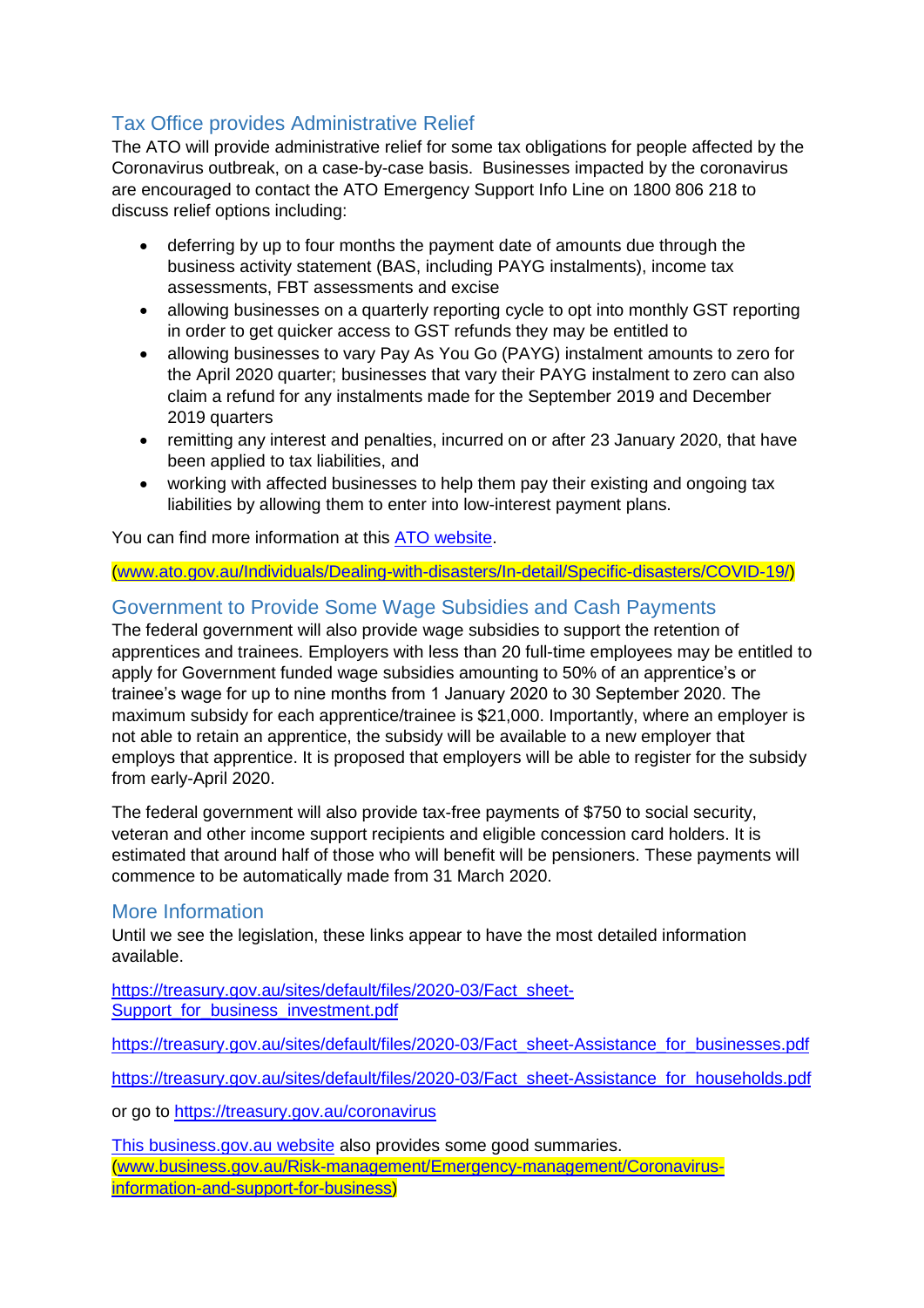## Tax Office provides Administrative Relief

The ATO will provide administrative relief for some tax obligations for people affected by the Coronavirus outbreak, on a case-by-case basis. Businesses impacted by the coronavirus are encouraged to contact the ATO Emergency Support Info Line on 1800 806 218 to discuss relief options including:

- deferring by up to four months the payment date of amounts due through the business activity statement (BAS, including PAYG instalments), income tax assessments, FBT assessments and excise
- allowing businesses on a quarterly reporting cycle to opt into monthly GST reporting in order to get quicker access to GST refunds they may be entitled to
- allowing businesses to vary Pay As You Go (PAYG) instalment amounts to zero for the April 2020 quarter; businesses that vary their PAYG instalment to zero can also claim a refund for any instalments made for the September 2019 and December 2019 quarters
- remitting any interest and penalties, incurred on or after 23 January 2020, that have been applied to tax liabilities, and
- working with affected businesses to help them pay their existing and ongoing tax liabilities by allowing them to enter into low-interest payment plans.

You can find more information at this ATO website.

(www.ato.gov.au/Individuals/Dealing-with-disasters/In-detail/Specific-disasters/COVID-19/)

## Government to Provide Some Wage Subsidies and Cash Payments

The federal government will also provide wage subsidies to support the retention of apprentices and trainees. Employers with less than 20 full-time employees may be entitled to apply for Government funded wage subsidies amounting to 50% of an apprentice's or trainee's wage for up to nine months from 1 January 2020 to 30 September 2020. The maximum subsidy for each apprentice/trainee is $21,000. Importantly, where an employer is not able to retain an apprentice, the subsidy will be available to a new employer that employs that apprentice. It is proposed that employers will be able to register for the subsidy from early-April 2020.

The federal government will also provide tax-free payments of $750 to social security, veteran and other income support recipients and eligible concession card holders. It is estimated that around half of those who will benefit will be pensioners. These payments will commence to be automatically made from 31 March 2020.

## More Information

Until we see the legislation, these links appear to have the most detailed information available.

https://treasury.gov.au/sites/default/files/2020-03/Fact_sheet-Support_for_business_investment.pdf

https://treasury.gov.au/sites/default/files/2020-03/Fact_sheet-Assistance_for_businesses.pdf

https://treasury.gov.au/sites/default/files/2020-03/Fact_sheet-Assistance_for_households.pdf

or go to https://treasury.gov.au/coronavirus

This business.gov.au website also provides some good summaries.
(www.business.gov.au/Risk-management/Emergency-management/Coronavirus-information-and-support-for-business)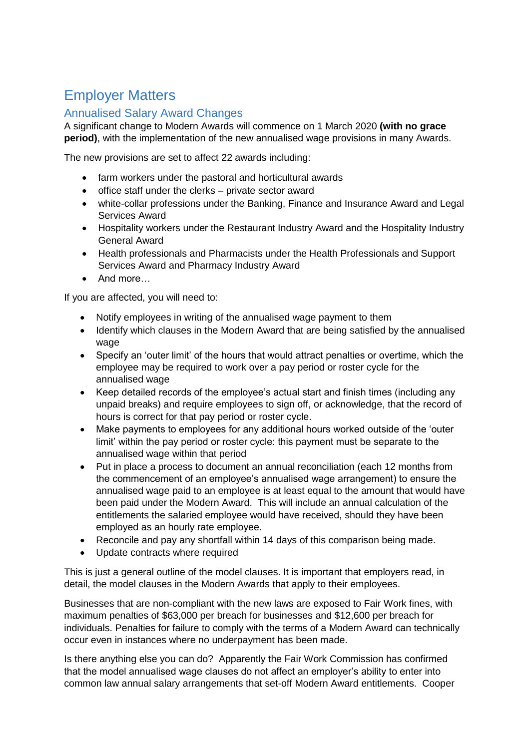# Employer Matters

## Annualised Salary Award Changes

A significant change to Modern Awards will commence on 1 March 2020 **(with no grace period)**, with the implementation of the new annualised wage provisions in many Awards.

The new provisions are set to affect 22 awards including:

- farm workers under the pastoral and horticultural awards
- office staff under the clerks – private sector award
- white-collar professions under the Banking, Finance and Insurance Award and Legal Services Award
- Hospitality workers under the Restaurant Industry Award and the Hospitality Industry General Award
- Health professionals and Pharmacists under the Health Professionals and Support Services Award and Pharmacy Industry Award
- And more…

If you are affected, you will need to:

- Notify employees in writing of the annualised wage payment to them
- Identify which clauses in the Modern Award that are being satisfied by the annualised wage
- Specify an 'outer limit' of the hours that would attract penalties or overtime, which the employee may be required to work over a pay period or roster cycle for the annualised wage
- Keep detailed records of the employee's actual start and finish times (including any unpaid breaks) and require employees to sign off, or acknowledge, that the record of hours is correct for that pay period or roster cycle.
- Make payments to employees for any additional hours worked outside of the 'outer limit' within the pay period or roster cycle: this payment must be separate to the annualised wage within that period
- Put in place a process to document an annual reconciliation (each 12 months from the commencement of an employee's annualised wage arrangement) to ensure the annualised wage paid to an employee is at least equal to the amount that would have been paid under the Modern Award. This will include an annual calculation of the entitlements the salaried employee would have received, should they have been employed as an hourly rate employee.
- Reconcile and pay any shortfall within 14 days of this comparison being made.
- Update contracts where required

This is just a general outline of the model clauses. It is important that employers read, in detail, the model clauses in the Modern Awards that apply to their employees.

Businesses that are non-compliant with the new laws are exposed to Fair Work fines, with maximum penalties of $63,000 per breach for businesses and $12,600 per breach for individuals. Penalties for failure to comply with the terms of a Modern Award can technically occur even in instances where no underpayment has been made.

Is there anything else you can do? Apparently the Fair Work Commission has confirmed that the model annualised wage clauses do not affect an employer's ability to enter into common law annual salary arrangements that set-off Modern Award entitlements. Cooper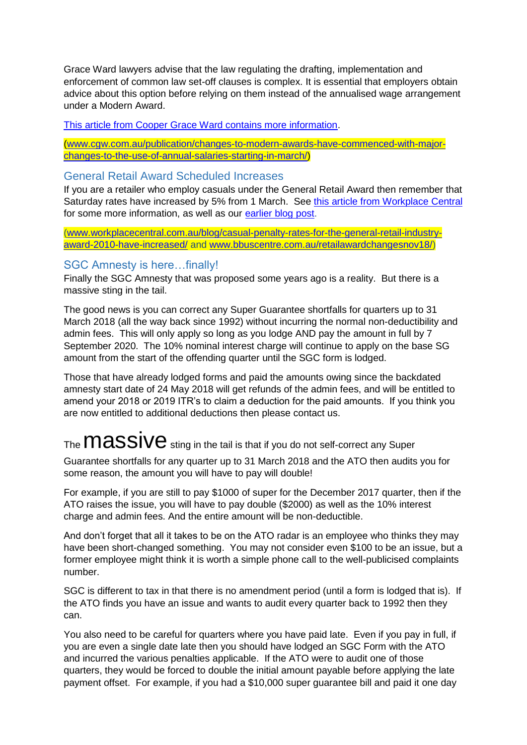Grace Ward lawyers advise that the law regulating the drafting, implementation and enforcement of common law set-off clauses is complex. It is essential that employers obtain advice about this option before relying on them instead of the annualised wage arrangement under a Modern Award.

[This article from Cooper Grace Ward contains more information](www.cgw.com.au/publication/changes-to-modern-awards-have-commenced-with-major-changes-to-the-use-of-annual-salaries-starting-in-march/).

(www.cgw.com.au/publication/changes-to-modern-awards-have-commenced-with-major-changes-to-the-use-of-annual-salaries-starting-in-march/)

## General Retail Award Scheduled Increases

If you are a retailer who employ casuals under the General Retail Award then remember that Saturday rates have increased by 5% from 1 March. See [this article from Workplace Central](www.workplacecentral.com.au/blog/casual-penalty-rates-for-the-general-retail-industry-award-2010-have-increased/) for some more information, as well as our [earlier blog post](www.bbuscentre.com.au/retailawardchangesnov18/).

(www.workplacecentral.com.au/blog/casual-penalty-rates-for-the-general-retail-industry-award-2010-have-increased/ and www.bbuscentre.com.au/retailawardchangesnov18/)

## SGC Amnesty is here…finally!

Finally the SGC Amnesty that was proposed some years ago is a reality. But there is a massive sting in the tail.

The good news is you can correct any Super Guarantee shortfalls for quarters up to 31 March 2018 (all the way back since 1992) without incurring the normal non-deductibility and admin fees. This will only apply so long as you lodge AND pay the amount in full by 7 September 2020. The 10% nominal interest charge will continue to apply on the base SG amount from the start of the offending quarter until the SGC form is lodged.

Those that have already lodged forms and paid the amounts owing since the backdated amnesty start date of 24 May 2018 will get refunds of the admin fees, and will be entitled to amend your 2018 or 2019 ITR's to claim a deduction for the paid amounts. If you think you are now entitled to additional deductions then please contact us.

The **massive** sting in the tail is that if you do not self-correct any Super Guarantee shortfalls for any quarter up to 31 March 2018 and the ATO then audits you for some reason, the amount you will have to pay will double!

For example, if you are still to pay $1000 of super for the December 2017 quarter, then if the ATO raises the issue, you will have to pay double ($2000) as well as the 10% interest charge and admin fees. And the entire amount will be non-deductible.

And don't forget that all it takes to be on the ATO radar is an employee who thinks they may have been short-changed something. You may not consider even $100 to be an issue, but a former employee might think it is worth a simple phone call to the well-publicised complaints number.

SGC is different to tax in that there is no amendment period (until a form is lodged that is). If the ATO finds you have an issue and wants to audit every quarter back to 1992 then they can.

You also need to be careful for quarters where you have paid late. Even if you pay in full, if you are even a single date late then you should have lodged an SGC Form with the ATO and incurred the various penalties applicable. If the ATO were to audit one of those quarters, they would be forced to double the initial amount payable before applying the late payment offset. For example, if you had a $10,000 super guarantee bill and paid it one day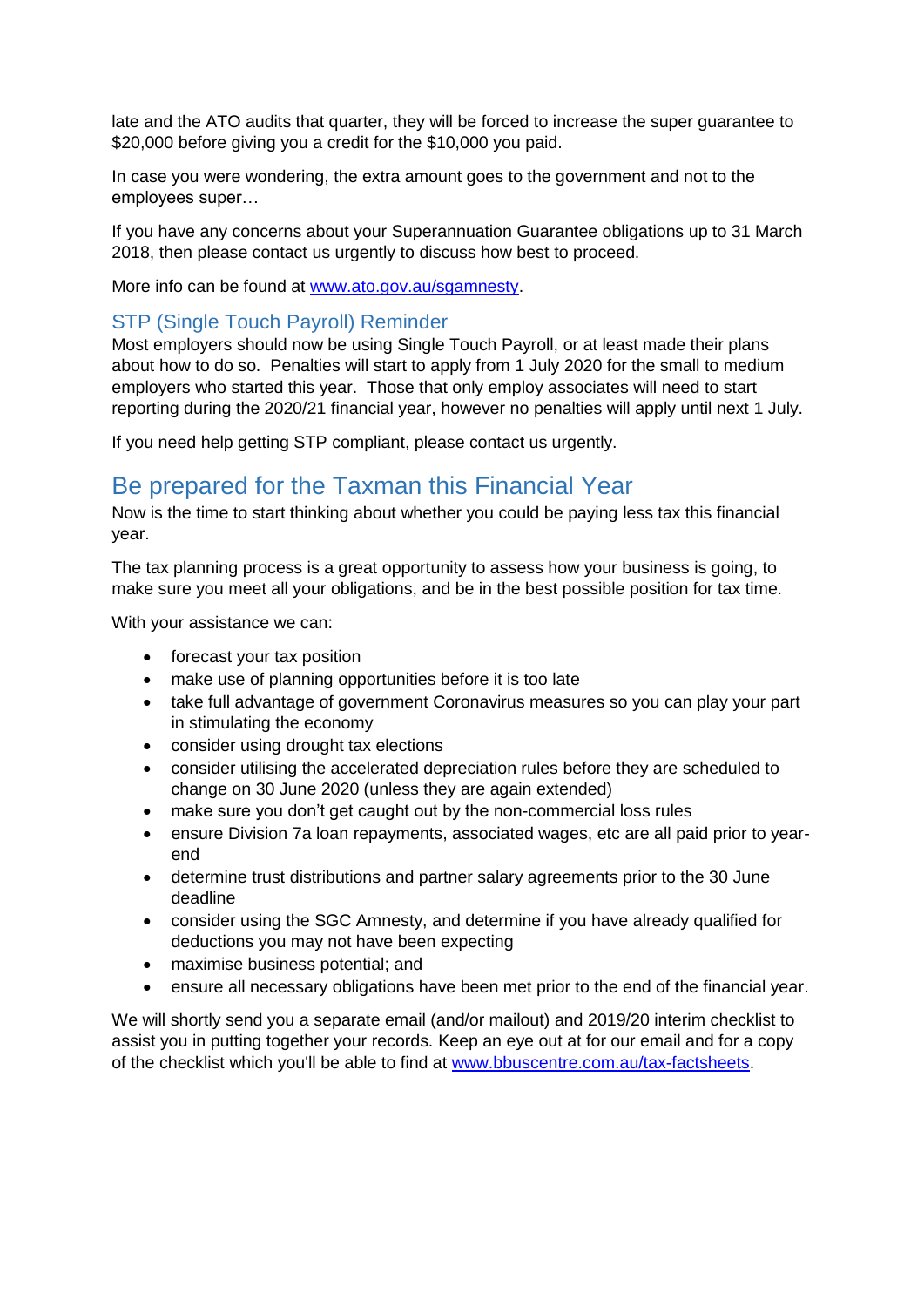late and the ATO audits that quarter, they will be forced to increase the super guarantee to $20,000 before giving you a credit for the $10,000 you paid.

In case you were wondering, the extra amount goes to the government and not to the employees super…

If you have any concerns about your Superannuation Guarantee obligations up to 31 March 2018, then please contact us urgently to discuss how best to proceed.

More info can be found at [www.ato.gov.au/sgamnesty](www.ato.gov.au/sgamnesty).

### STP (Single Touch Payroll) Reminder

Most employers should now be using Single Touch Payroll, or at least made their plans about how to do so. Penalties will start to apply from 1 July 2020 for the small to medium employers who started this year. Those that only employ associates will need to start reporting during the 2020/21 financial year, however no penalties will apply until next 1 July.

If you need help getting STP compliant, please contact us urgently.

## Be prepared for the Taxman this Financial Year

Now is the time to start thinking about whether you could be paying less tax this financial year.

The tax planning process is a great opportunity to assess how your business is going, to make sure you meet all your obligations, and be in the best possible position for tax time.

With your assistance we can:

- forecast your tax position
- make use of planning opportunities before it is too late
- take full advantage of government Coronavirus measures so you can play your part in stimulating the economy
- consider using drought tax elections
- consider utilising the accelerated depreciation rules before they are scheduled to change on 30 June 2020 (unless they are again extended)
- make sure you don't get caught out by the non-commercial loss rules
- ensure Division 7a loan repayments, associated wages, etc are all paid prior to year-end
- determine trust distributions and partner salary agreements prior to the 30 June deadline
- consider using the SGC Amnesty, and determine if you have already qualified for deductions you may not have been expecting
- maximise business potential; and
- ensure all necessary obligations have been met prior to the end of the financial year.

We will shortly send you a separate email (and/or mailout) and 2019/20 interim checklist to assist you in putting together your records. Keep an eye out at for our email and for a copy of the checklist which you'll be able to find at [www.bbuscentre.com.au/tax-factsheets](www.bbuscentre.com.au/tax-factsheets).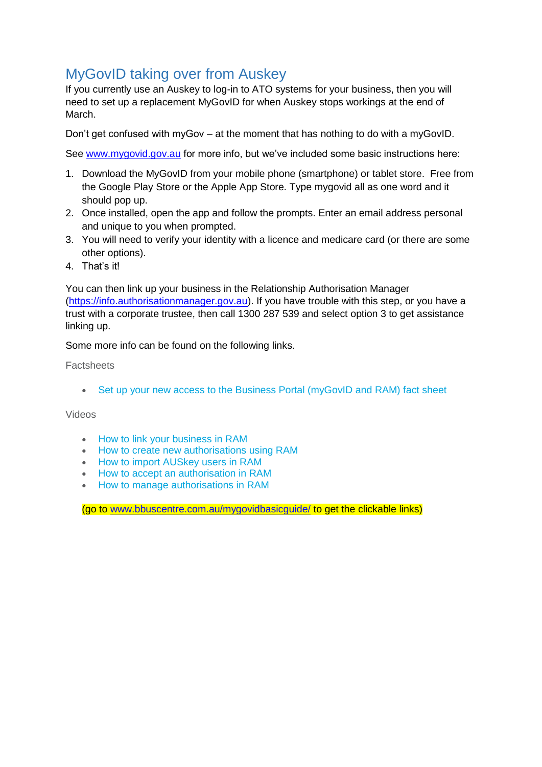## MyGovID taking over from Auskey

If you currently use an Auskey to log-in to ATO systems for your business, then you will need to set up a replacement MyGovID for when Auskey stops workings at the end of March.

Don't get confused with myGov – at the moment that has nothing to do with a myGovID.

See [www.mygovid.gov.au](http://www.mygovid.gov.au) for more info, but we've included some basic instructions here:

1. Download the MyGovID from your mobile phone (smartphone) or tablet store. Free from the Google Play Store or the Apple App Store. Type mygovid all as one word and it should pop up.
2. Once installed, open the app and follow the prompts. Enter an email address personal and unique to you when prompted.
3. You will need to verify your identity with a licence and medicare card (or there are some other options).
4. That's it!

You can then link up your business in the Relationship Authorisation Manager ([https://info.authorisationmanager.gov.au](https://info.authorisationmanager.gov.au)). If you have trouble with this step, or you have a trust with a corporate trustee, then call 1300 287 539 and select option 3 to get assistance linking up.

Some more info can be found on the following links.

Factsheets

- Set up your new access to the Business Portal (myGovID and RAM) fact sheet

Videos

- How to link your business in RAM
- How to create new authorisations using RAM
- How to import AUSkey users in RAM
- How to accept an authorisation in RAM
- How to manage authorisations in RAM

(go to [www.bbuscentre.com.au/mygovidbasicguide/](http://www.bbuscentre.com.au/mygovidbasicguide/) to get the clickable links)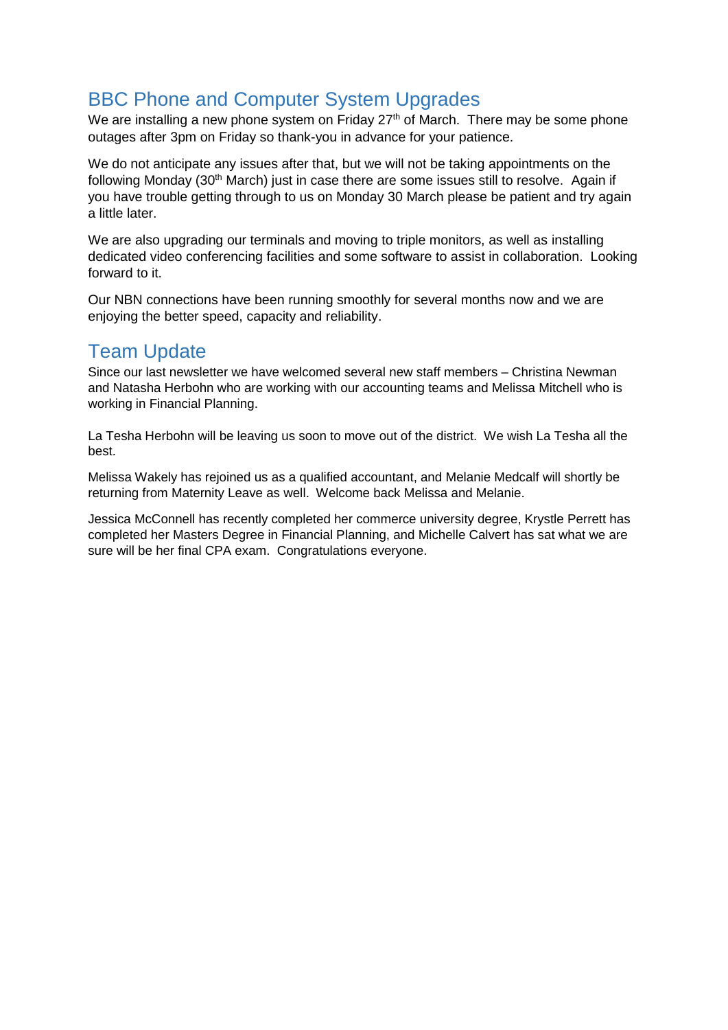## BBC Phone and Computer System Upgrades

We are installing a new phone system on Friday 27th of March. There may be some phone outages after 3pm on Friday so thank-you in advance for your patience.

We do not anticipate any issues after that, but we will not be taking appointments on the following Monday (30th March) just in case there are some issues still to resolve. Again if you have trouble getting through to us on Monday 30 March please be patient and try again a little later.

We are also upgrading our terminals and moving to triple monitors, as well as installing dedicated video conferencing facilities and some software to assist in collaboration. Looking forward to it.

Our NBN connections have been running smoothly for several months now and we are enjoying the better speed, capacity and reliability.

## Team Update

Since our last newsletter we have welcomed several new staff members – Christina Newman and Natasha Herbohn who are working with our accounting teams and Melissa Mitchell who is working in Financial Planning.

La Tesha Herbohn will be leaving us soon to move out of the district. We wish La Tesha all the best.

Melissa Wakely has rejoined us as a qualified accountant, and Melanie Medcalf will shortly be returning from Maternity Leave as well. Welcome back Melissa and Melanie.

Jessica McConnell has recently completed her commerce university degree, Krystle Perrett has completed her Masters Degree in Financial Planning, and Michelle Calvert has sat what we are sure will be her final CPA exam. Congratulations everyone.